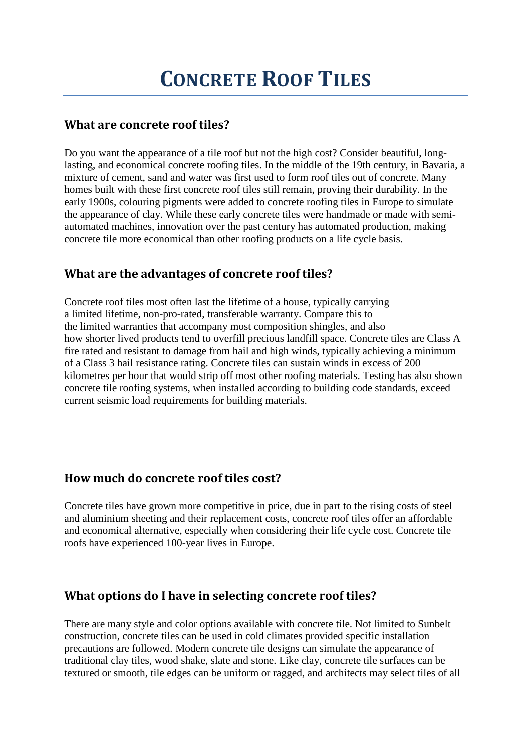# CONCRETE ROOF TILES

## What are concrete roof tiles?

Do you want the appearance of a tile roof but not the high cost? Consider beautiful, long-lasting, and economical concrete roofing tiles. In the middle of the 19th century, in Bavaria, a mixture of cement, sand and water was first used to form roof tiles out of concrete. Many homes built with these first concrete roof tiles still remain, proving their durability. In the early 1900s, colouring pigments were added to concrete roofing tiles in Europe to simulate the appearance of clay. While these early concrete tiles were handmade or made with semi-automated machines, innovation over the past century has automated production, making concrete tile more economical than other roofing products on a life cycle basis.

## What are the advantages of concrete roof tiles?

Concrete roof tiles most often last the lifetime of a house, typically carrying a limited lifetime, non-pro-rated, transferable warranty. Compare this to the limited warranties that accompany most composition shingles, and also how shorter lived products tend to overfill precious landfill space. Concrete tiles are Class A fire rated and resistant to damage from hail and high winds, typically achieving a minimum of a Class 3 hail resistance rating. Concrete tiles can sustain winds in excess of 200 kilometres per hour that would strip off most other roofing materials. Testing has also shown concrete tile roofing systems, when installed according to building code standards, exceed current seismic load requirements for building materials.

## How much do concrete roof tiles cost?

Concrete tiles have grown more competitive in price, due in part to the rising costs of steel and aluminium sheeting and their replacement costs, concrete roof tiles offer an affordable and economical alternative, especially when considering their life cycle cost. Concrete tile roofs have experienced 100-year lives in Europe.

## What options do I have in selecting concrete roof tiles?

There are many style and color options available with concrete tile. Not limited to Sunbelt construction, concrete tiles can be used in cold climates provided specific installation precautions are followed. Modern concrete tile designs can simulate the appearance of traditional clay tiles, wood shake, slate and stone. Like clay, concrete tile surfaces can be textured or smooth, tile edges can be uniform or ragged, and architects may select tiles of all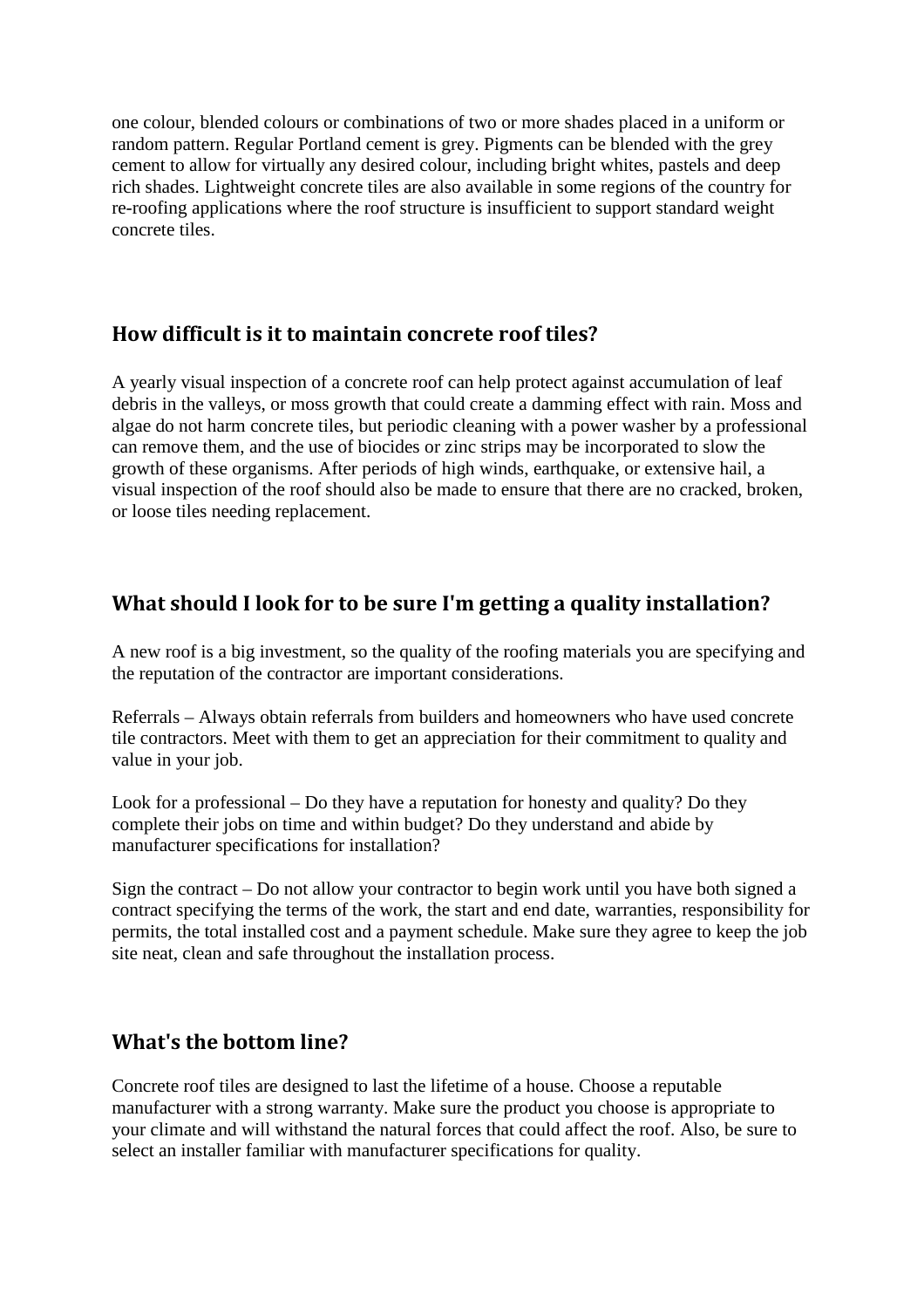one colour, blended colours or combinations of two or more shades placed in a uniform or random pattern. Regular Portland cement is grey. Pigments can be blended with the grey cement to allow for virtually any desired colour, including bright whites, pastels and deep rich shades. Lightweight concrete tiles are also available in some regions of the country for re-roofing applications where the roof structure is insufficient to support standard weight concrete tiles.

## How difficult is it to maintain concrete roof tiles?

A yearly visual inspection of a concrete roof can help protect against accumulation of leaf debris in the valleys, or moss growth that could create a damming effect with rain. Moss and algae do not harm concrete tiles, but periodic cleaning with a power washer by a professional can remove them, and the use of biocides or zinc strips may be incorporated to slow the growth of these organisms. After periods of high winds, earthquake, or extensive hail, a visual inspection of the roof should also be made to ensure that there are no cracked, broken, or loose tiles needing replacement.

## What should I look for to be sure I'm getting a quality installation?

A new roof is a big investment, so the quality of the roofing materials you are specifying and the reputation of the contractor are important considerations.

Referrals – Always obtain referrals from builders and homeowners who have used concrete tile contractors. Meet with them to get an appreciation for their commitment to quality and value in your job.

Look for a professional – Do they have a reputation for honesty and quality? Do they complete their jobs on time and within budget? Do they understand and abide by manufacturer specifications for installation?

Sign the contract – Do not allow your contractor to begin work until you have both signed a contract specifying the terms of the work, the start and end date, warranties, responsibility for permits, the total installed cost and a payment schedule. Make sure they agree to keep the job site neat, clean and safe throughout the installation process.

## What's the bottom line?

Concrete roof tiles are designed to last the lifetime of a house. Choose a reputable manufacturer with a strong warranty. Make sure the product you choose is appropriate to your climate and will withstand the natural forces that could affect the roof. Also, be sure to select an installer familiar with manufacturer specifications for quality.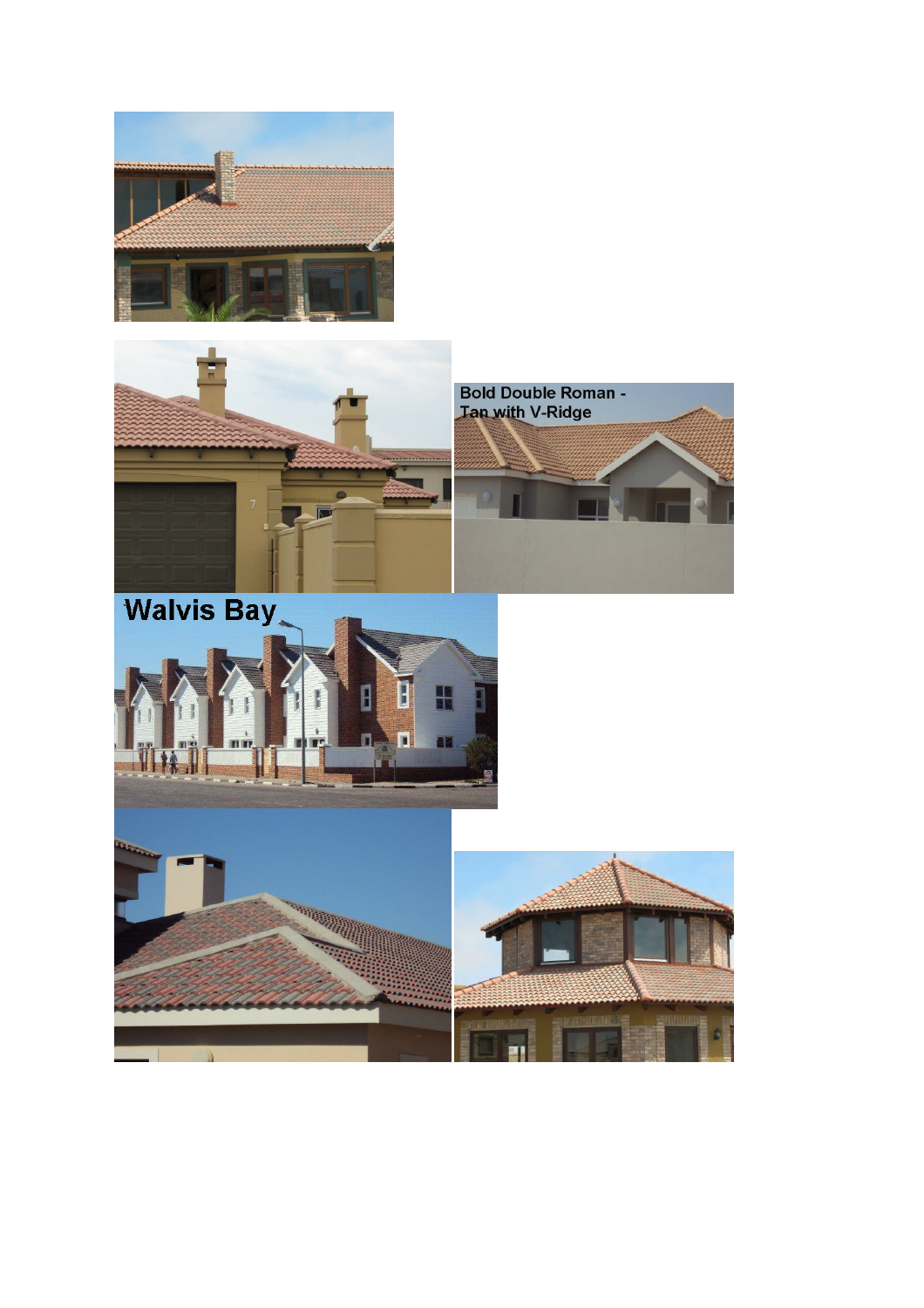Bold Double Roman - Tan with V-Ridge

Walvis Bay